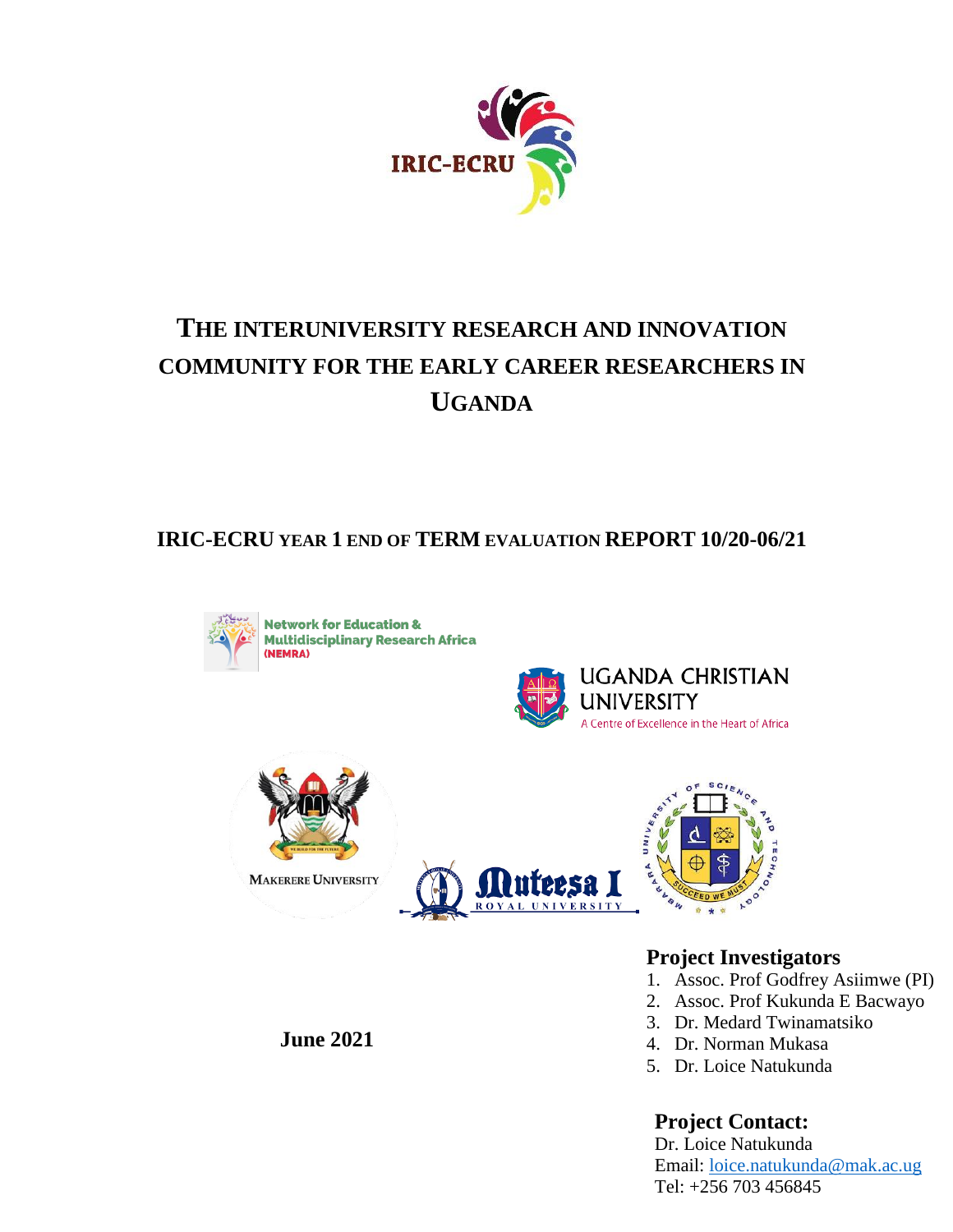IRIC-ECRU

# THE INTERUNIVERSITY RESEARCH AND INNOVATION COMMUNITY FOR THE EARLY CAREER RESEARCHERS IN UGANDA

## IRIC-ECRU YEAR 1 END OF TERM EVALUATION REPORT 10/20-06/21

Network for Education & Multidisciplinary Research Africa (NEMRA)

UGANDA CHRISTIAN UNIVERSITY
A Centre of Excellence in the Heart of Africa

MAKERERE UNIVERSITY

Muteesa I ROYAL UNIVERSITY

MBARARA UNIVERSITY OF SCIENCE AND TECHNOLOGY

**June 2021**

### Project Investigators

1. Assoc. Prof Godfrey Asiimwe (PI)
2. Assoc. Prof Kukunda E Bacwayo
3. Dr. Medard Twinamatsiko
4. Dr. Norman Mukasa
5. Dr. Loice Natukunda

### Project Contact:

Dr. Loice Natukunda
Email: loice.natukunda@mak.ac.ug
Tel: +256 703 456845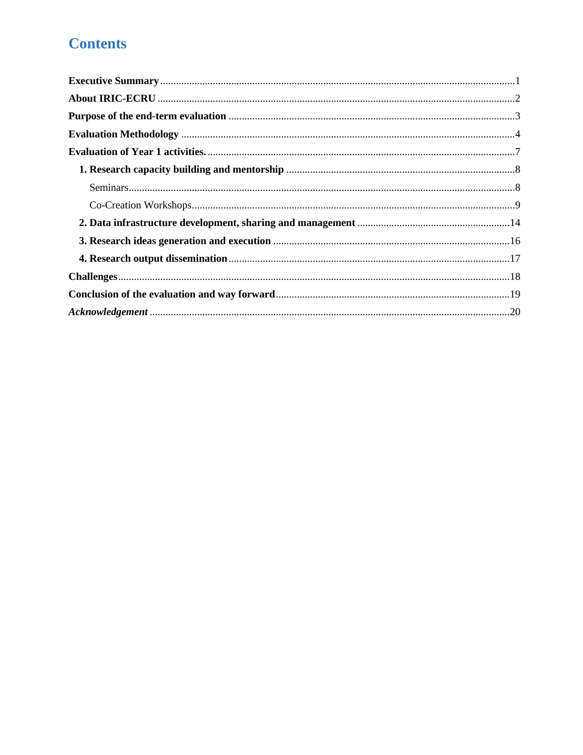# Contents

**Executive Summary** ........................................ 1

**About IRIC-ECRU** ........................................ 2

**Purpose of the end-term evaluation** ........................................ 3

**Evaluation Methodology** ........................................ 4

**Evaluation of Year 1 activities.** ........................................ 7

- **1. Research capacity building and mentorship** ........................................ 8
  - Seminars ........................................ 8
  - Co-Creation Workshops ........................................ 9
- **2. Data infrastructure development, sharing and management** ........................................ 14
- **3. Research ideas generation and execution** ........................................ 16
- **4. Research output dissemination** ........................................ 17

**Challenges** ........................................ 18

**Conclusion of the evaluation and way forward** ........................................ 19

***Acknowledgement*** ........................................ 20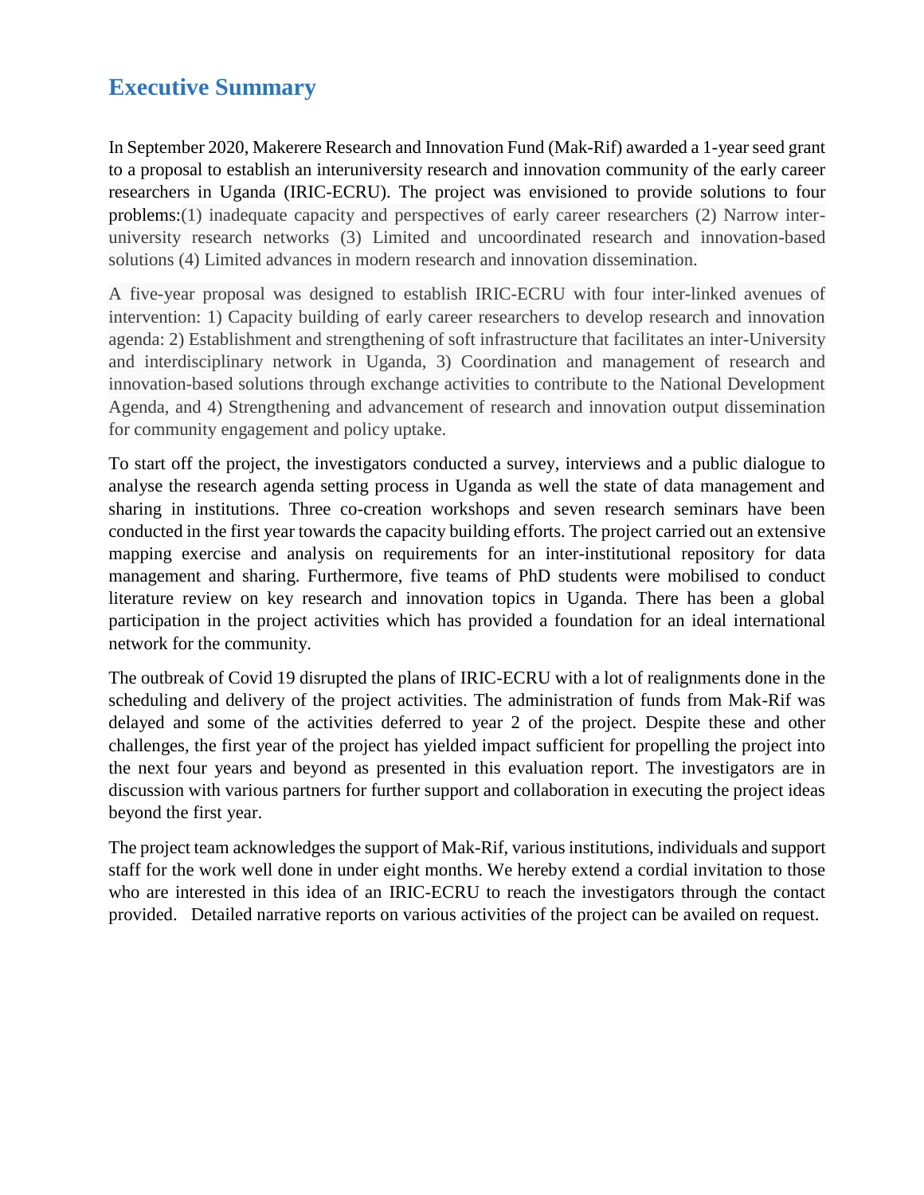## Executive Summary

In September 2020, Makerere Research and Innovation Fund (Mak-Rif) awarded a 1-year seed grant to a proposal to establish an interuniversity research and innovation community of the early career researchers in Uganda (IRIC-ECRU). The project was envisioned to provide solutions to four problems:(1) inadequate capacity and perspectives of early career researchers (2) Narrow inter-university research networks (3) Limited and uncoordinated research and innovation-based solutions (4) Limited advances in modern research and innovation dissemination.

A five-year proposal was designed to establish IRIC-ECRU with four inter-linked avenues of intervention: 1) Capacity building of early career researchers to develop research and innovation agenda: 2) Establishment and strengthening of soft infrastructure that facilitates an inter-University and interdisciplinary network in Uganda, 3) Coordination and management of research and innovation-based solutions through exchange activities to contribute to the National Development Agenda, and 4) Strengthening and advancement of research and innovation output dissemination for community engagement and policy uptake.

To start off the project, the investigators conducted a survey, interviews and a public dialogue to analyse the research agenda setting process in Uganda as well the state of data management and sharing in institutions. Three co-creation workshops and seven research seminars have been conducted in the first year towards the capacity building efforts. The project carried out an extensive mapping exercise and analysis on requirements for an inter-institutional repository for data management and sharing. Furthermore, five teams of PhD students were mobilised to conduct literature review on key research and innovation topics in Uganda. There has been a global participation in the project activities which has provided a foundation for an ideal international network for the community.

The outbreak of Covid 19 disrupted the plans of IRIC-ECRU with a lot of realignments done in the scheduling and delivery of the project activities. The administration of funds from Mak-Rif was delayed and some of the activities deferred to year 2 of the project. Despite these and other challenges, the first year of the project has yielded impact sufficient for propelling the project into the next four years and beyond as presented in this evaluation report. The investigators are in discussion with various partners for further support and collaboration in executing the project ideas beyond the first year.

The project team acknowledges the support of Mak-Rif, various institutions, individuals and support staff for the work well done in under eight months. We hereby extend a cordial invitation to those who are interested in this idea of an IRIC-ECRU to reach the investigators through the contact provided. Detailed narrative reports on various activities of the project can be availed on request.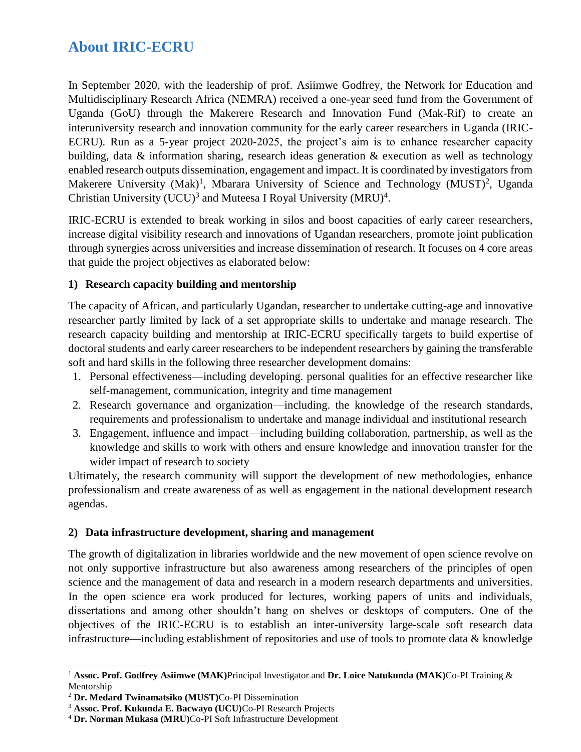## About IRIC-ECRU

In September 2020, with the leadership of prof. Asiimwe Godfrey, the Network for Education and Multidisciplinary Research Africa (NEMRA) received a one-year seed fund from the Government of Uganda (GoU) through the Makerere Research and Innovation Fund (Mak-Rif) to create an interuniversity research and innovation community for the early career researchers in Uganda (IRIC-ECRU). Run as a 5-year project 2020-2025, the project's aim is to enhance researcher capacity building, data & information sharing, research ideas generation & execution as well as technology enabled research outputs dissemination, engagement and impact. It is coordinated by investigators from Makerere University (Mak)[1], Mbarara University of Science and Technology (MUST)[2], Uganda Christian University (UCU)[3] and Muteesa I Royal University (MRU)[4].

IRIC-ECRU is extended to break working in silos and boost capacities of early career researchers, increase digital visibility research and innovations of Ugandan researchers, promote joint publication through synergies across universities and increase dissemination of research. It focuses on 4 core areas that guide the project objectives as elaborated below:

### 1) Research capacity building and mentorship

The capacity of African, and particularly Ugandan, researcher to undertake cutting-age and innovative researcher partly limited by lack of a set appropriate skills to undertake and manage research. The research capacity building and mentorship at IRIC-ECRU specifically targets to build expertise of doctoral students and early career researchers to be independent researchers by gaining the transferable soft and hard skills in the following three researcher development domains:

1. Personal effectiveness—including developing. personal qualities for an effective researcher like self-management, communication, integrity and time management
2. Research governance and organization—including. the knowledge of the research standards, requirements and professionalism to undertake and manage individual and institutional research
3. Engagement, influence and impact—including building collaboration, partnership, as well as the knowledge and skills to work with others and ensure knowledge and innovation transfer for the wider impact of research to society

Ultimately, the research community will support the development of new methodologies, enhance professionalism and create awareness of as well as engagement in the national development research agendas.

### 2) Data infrastructure development, sharing and management

The growth of digitalization in libraries worldwide and the new movement of open science revolve on not only supportive infrastructure but also awareness among researchers of the principles of open science and the management of data and research in a modern research departments and universities. In the open science era work produced for lectures, working papers of units and individuals, dissertations and among other shouldn't hang on shelves or desktops of computers. One of the objectives of the IRIC-ECRU is to establish an inter-university large-scale soft research data infrastructure—including establishment of repositories and use of tools to promote data & knowledge

---

[1] **Assoc. Prof. Godfrey Asiimwe (MAK)**Principal Investigator and **Dr. Loice Natukunda (MAK)**Co-PI Training & Mentorship

[2] **Dr. Medard Twinamatsiko (MUST)**Co-PI Dissemination

[3] **Assoc. Prof. Kukunda E. Bacwayo (UCU)**Co-PI Research Projects

[4] **Dr. Norman Mukasa (MRU)**Co-PI Soft Infrastructure Development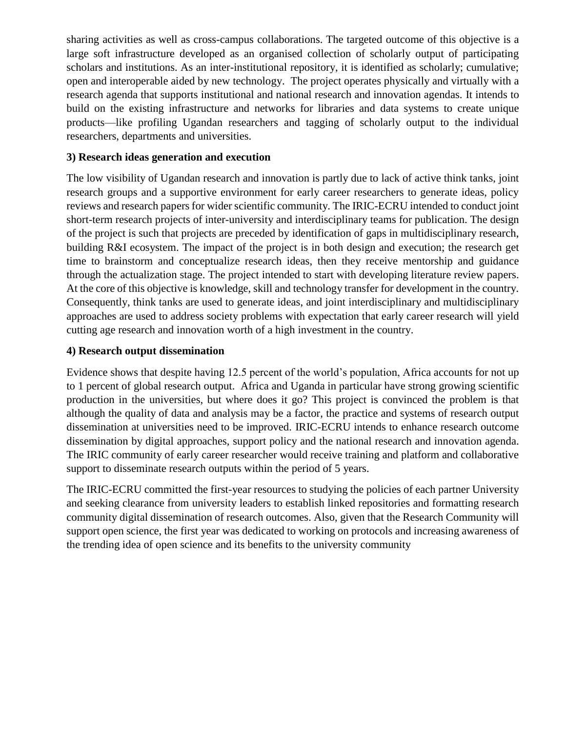sharing activities as well as cross-campus collaborations. The targeted outcome of this objective is a large soft infrastructure developed as an organised collection of scholarly output of participating scholars and institutions. As an inter-institutional repository, it is identified as scholarly; cumulative; open and interoperable aided by new technology. The project operates physically and virtually with a research agenda that supports institutional and national research and innovation agendas. It intends to build on the existing infrastructure and networks for libraries and data systems to create unique products—like profiling Ugandan researchers and tagging of scholarly output to the individual researchers, departments and universities.

**3) Research ideas generation and execution**

The low visibility of Ugandan research and innovation is partly due to lack of active think tanks, joint research groups and a supportive environment for early career researchers to generate ideas, policy reviews and research papers for wider scientific community. The IRIC-ECRU intended to conduct joint short-term research projects of inter-university and interdisciplinary teams for publication. The design of the project is such that projects are preceded by identification of gaps in multidisciplinary research, building R&I ecosystem. The impact of the project is in both design and execution; the research get time to brainstorm and conceptualize research ideas, then they receive mentorship and guidance through the actualization stage. The project intended to start with developing literature review papers. At the core of this objective is knowledge, skill and technology transfer for development in the country. Consequently, think tanks are used to generate ideas, and joint interdisciplinary and multidisciplinary approaches are used to address society problems with expectation that early career research will yield cutting age research and innovation worth of a high investment in the country.

**4) Research output dissemination**

Evidence shows that despite having 12.5 percent of the world's population, Africa accounts for not up to 1 percent of global research output. Africa and Uganda in particular have strong growing scientific production in the universities, but where does it go? This project is convinced the problem is that although the quality of data and analysis may be a factor, the practice and systems of research output dissemination at universities need to be improved. IRIC-ECRU intends to enhance research outcome dissemination by digital approaches, support policy and the national research and innovation agenda. The IRIC community of early career researcher would receive training and platform and collaborative support to disseminate research outputs within the period of 5 years.

The IRIC-ECRU committed the first-year resources to studying the policies of each partner University and seeking clearance from university leaders to establish linked repositories and formatting research community digital dissemination of research outcomes. Also, given that the Research Community will support open science, the first year was dedicated to working on protocols and increasing awareness of the trending idea of open science and its benefits to the university community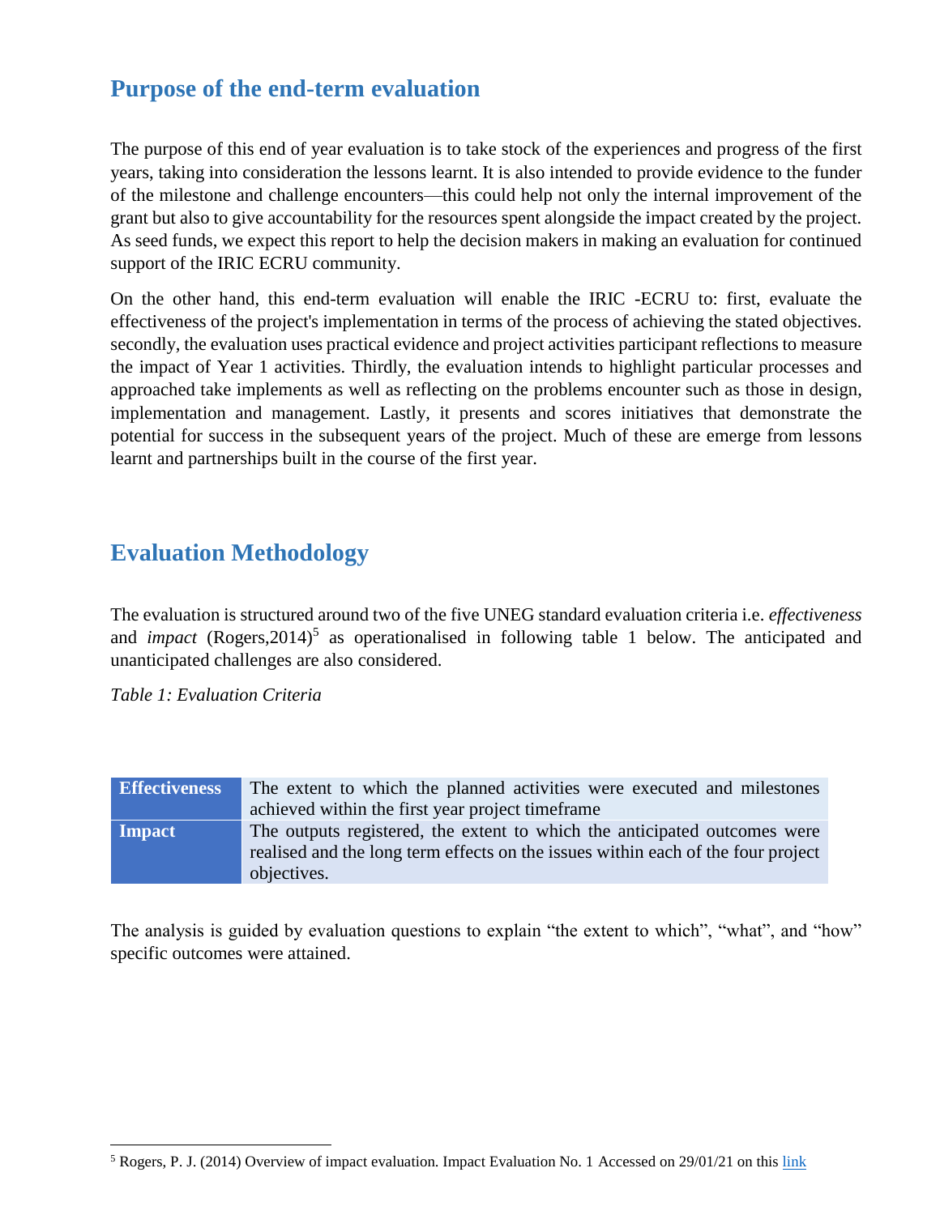## Purpose of the end-term evaluation

The purpose of this end of year evaluation is to take stock of the experiences and progress of the first years, taking into consideration the lessons learnt. It is also intended to provide evidence to the funder of the milestone and challenge encounters—this could help not only the internal improvement of the grant but also to give accountability for the resources spent alongside the impact created by the project. As seed funds, we expect this report to help the decision makers in making an evaluation for continued support of the IRIC ECRU community.

On the other hand, this end-term evaluation will enable the IRIC -ECRU to: first, evaluate the effectiveness of the project's implementation in terms of the process of achieving the stated objectives. secondly, the evaluation uses practical evidence and project activities participant reflections to measure the impact of Year 1 activities. Thirdly, the evaluation intends to highlight particular processes and approached take implements as well as reflecting on the problems encounter such as those in design, implementation and management. Lastly, it presents and scores initiatives that demonstrate the potential for success in the subsequent years of the project. Much of these are emerge from lessons learnt and partnerships built in the course of the first year.

## Evaluation Methodology

The evaluation is structured around two of the five UNEG standard evaluation criteria i.e. *effectiveness* and *impact* (Rogers,2014)[5] as operationalised in following table 1 below. The anticipated and unanticipated challenges are also considered.

*Table 1: Evaluation Criteria*

| | |
|---|---|
| **Effectiveness** | The extent to which the planned activities were executed and milestones achieved within the first year project timeframe |
| **Impact** | The outputs registered, the extent to which the anticipated outcomes were realised and the long term effects on the issues within each of the four project objectives. |

The analysis is guided by evaluation questions to explain "the extent to which", "what", and "how" specific outcomes were attained.

[5] Rogers, P. J. (2014) Overview of impact evaluation. Impact Evaluation No. 1 Accessed on 29/01/21 on this link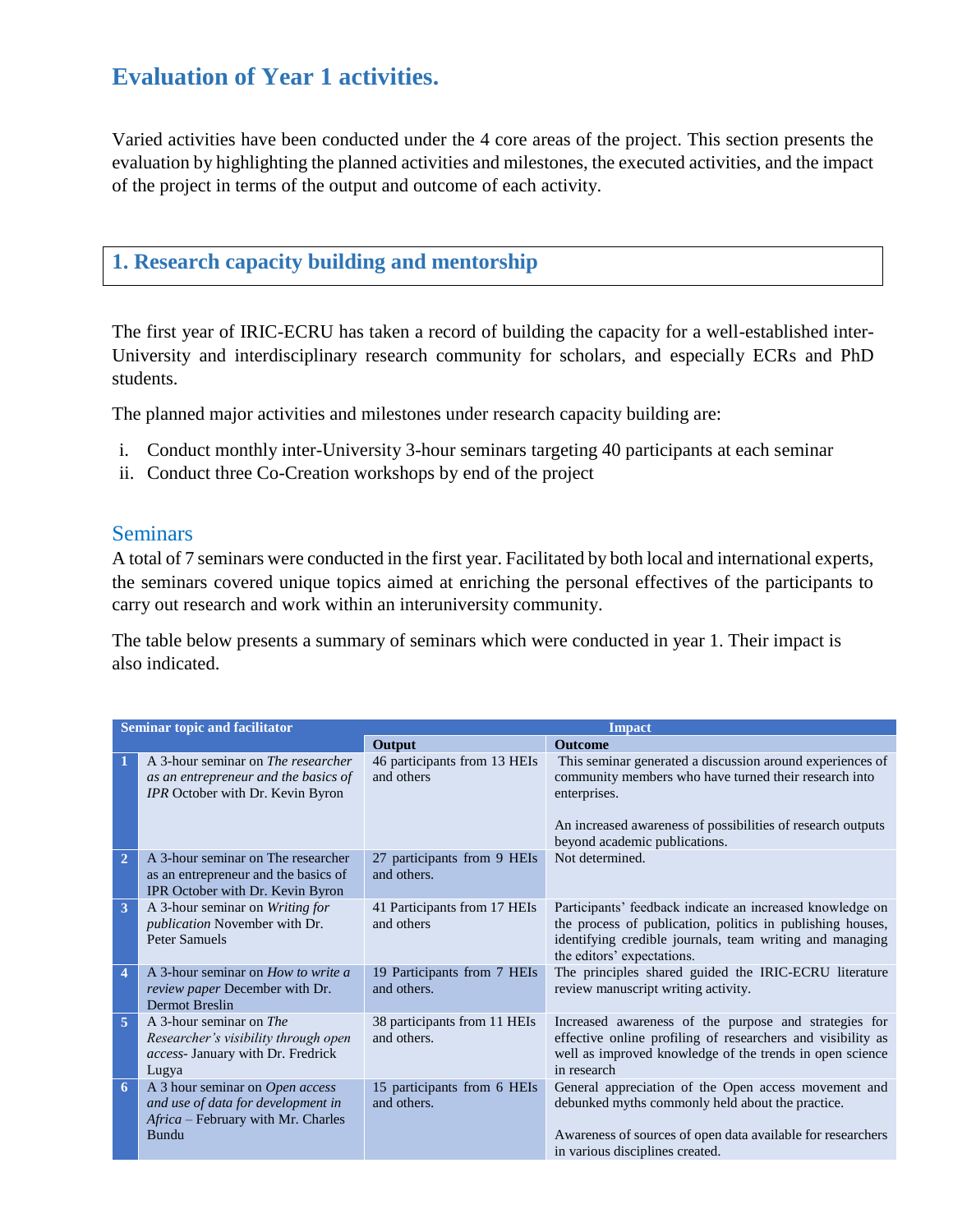# Evaluation of Year 1 activities.

Varied activities have been conducted under the 4 core areas of the project. This section presents the evaluation by highlighting the planned activities and milestones, the executed activities, and the impact of the project in terms of the output and outcome of each activity.

## 1. Research capacity building and mentorship

The first year of IRIC-ECRU has taken a record of building the capacity for a well-established inter-University and interdisciplinary research community for scholars, and especially ECRs and PhD students.

The planned major activities and milestones under research capacity building are:

i. Conduct monthly inter-University 3-hour seminars targeting 40 participants at each seminar
ii. Conduct three Co-Creation workshops by end of the project

### Seminars

A total of 7 seminars were conducted in the first year. Facilitated by both local and international experts, the seminars covered unique topics aimed at enriching the personal effectives of the participants to carry out research and work within an interuniversity community.

The table below presents a summary of seminars which were conducted in year 1. Their impact is also indicated.

| Seminar topic and facilitator | | Impact | |
|---|---|---|---|
| | | **Output** | **Outcome** |
| 1 | A 3-hour seminar on *The researcher as an entrepreneur and the basics of IPR* October with Dr. Kevin Byron | 46 participants from 13 HEIs and others | This seminar generated a discussion around experiences of community members who have turned their research into enterprises.<br><br>An increased awareness of possibilities of research outputs beyond academic publications. |
| 2 | A 3-hour seminar on The researcher as an entrepreneur and the basics of IPR October with Dr. Kevin Byron | 27 participants from 9 HEIs and others. | Not determined. |
| 3 | A 3-hour seminar on *Writing for publication* November with Dr. Peter Samuels | 41 Participants from 17 HEIs and others | Participants' feedback indicate an increased knowledge on the process of publication, politics in publishing houses, identifying credible journals, team writing and managing the editors' expectations. |
| 4 | A 3-hour seminar on *How to write a review paper* December with Dr. Dermot Breslin | 19 Participants from 7 HEIs and others. | The principles shared guided the IRIC-ECRU literature review manuscript writing activity. |
| 5 | A 3-hour seminar on *The Researcher's visibility through open access*- January with Dr. Fredrick Lugya | 38 participants from 11 HEIs and others. | Increased awareness of the purpose and strategies for effective online profiling of researchers and visibility as well as improved knowledge of the trends in open science in research |
| 6 | A 3 hour seminar on *Open access and use of data for development in Africa* – February with Mr. Charles Bundu | 15 participants from 6 HEIs and others. | General appreciation of the Open access movement and debunked myths commonly held about the practice.<br><br>Awareness of sources of open data available for researchers in various disciplines created. |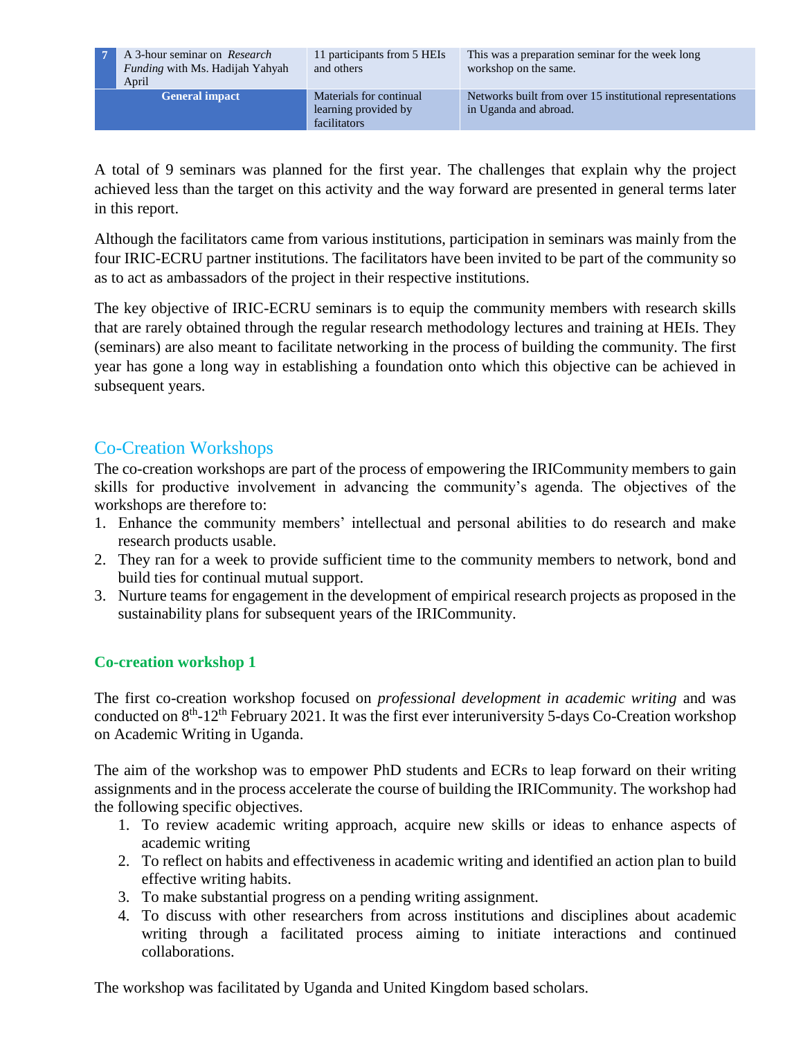| 7 | A 3-hour seminar on *Research Funding* with Ms. Hadijah Yahyah April | 11 participants from 5 HEIs and others | This was a preparation seminar for the week long workshop on the same. |
|---|---|---|---|
| **General impact** | | Materials for continual learning provided by facilitators | Networks built from over 15 institutional representations in Uganda and abroad. |

A total of 9 seminars was planned for the first year. The challenges that explain why the project achieved less than the target on this activity and the way forward are presented in general terms later in this report.

Although the facilitators came from various institutions, participation in seminars was mainly from the four IRIC-ECRU partner institutions. The facilitators have been invited to be part of the community so as to act as ambassadors of the project in their respective institutions.

The key objective of IRIC-ECRU seminars is to equip the community members with research skills that are rarely obtained through the regular research methodology lectures and training at HEIs. They (seminars) are also meant to facilitate networking in the process of building the community. The first year has gone a long way in establishing a foundation onto which this objective can be achieved in subsequent years.

## Co-Creation Workshops

The co-creation workshops are part of the process of empowering the IRICommunity members to gain skills for productive involvement in advancing the community's agenda. The objectives of the workshops are therefore to:

1. Enhance the community members' intellectual and personal abilities to do research and make research products usable.
2. They ran for a week to provide sufficient time to the community members to network, bond and build ties for continual mutual support.
3. Nurture teams for engagement in the development of empirical research projects as proposed in the sustainability plans for subsequent years of the IRICommunity.

### Co-creation workshop 1

The first co-creation workshop focused on *professional development in academic writing* and was conducted on 8th-12th February 2021. It was the first ever interuniversity 5-days Co-Creation workshop on Academic Writing in Uganda.

The aim of the workshop was to empower PhD students and ECRs to leap forward on their writing assignments and in the process accelerate the course of building the IRICommunity. The workshop had the following specific objectives.

1. To review academic writing approach, acquire new skills or ideas to enhance aspects of academic writing
2. To reflect on habits and effectiveness in academic writing and identified an action plan to build effective writing habits.
3. To make substantial progress on a pending writing assignment.
4. To discuss with other researchers from across institutions and disciplines about academic writing through a facilitated process aiming to initiate interactions and continued collaborations.

The workshop was facilitated by Uganda and United Kingdom based scholars.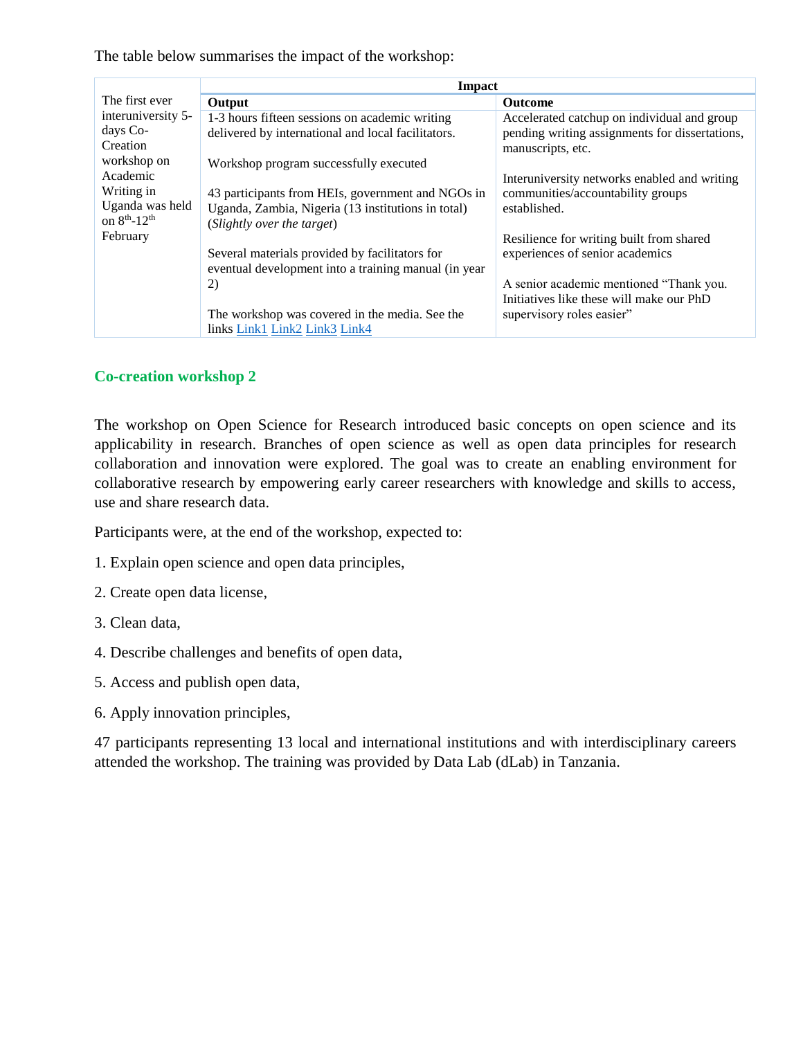The table below summarises the impact of the workshop:

| | Impact | |
|---|---|---|
| | **Output** | **Outcome** |
| The first ever interuniversity 5-days Co-Creation workshop on Academic Writing in Uganda was held on 8th-12th February | 1-3 hours fifteen sessions on academic writing delivered by international and local facilitators.<br><br>Workshop program successfully executed<br><br>43 participants from HEIs, government and NGOs in Uganda, Zambia, Nigeria (13 institutions in total) (*Slightly over the target*)<br><br>Several materials provided by facilitators for eventual development into a training manual (in year 2)<br><br>The workshop was covered in the media. See the links [Link1](Link1) [Link2](Link2) [Link3](Link3) [Link4](Link4) | Accelerated catchup on individual and group pending writing assignments for dissertations, manuscripts, etc.<br><br>Interuniversity networks enabled and writing communities/accountability groups established.<br><br>Resilience for writing built from shared experiences of senior academics<br><br>A senior academic mentioned "Thank you. Initiatives like these will make our PhD supervisory roles easier" |

### Co-creation workshop 2

The workshop on Open Science for Research introduced basic concepts on open science and its applicability in research. Branches of open science as well as open data principles for research collaboration and innovation were explored. The goal was to create an enabling environment for collaborative research by empowering early career researchers with knowledge and skills to access, use and share research data.

Participants were, at the end of the workshop, expected to:

1. Explain open science and open data principles,
2. Create open data license,
3. Clean data,
4. Describe challenges and benefits of open data,
5. Access and publish open data,
6. Apply innovation principles,

47 participants representing 13 local and international institutions and with interdisciplinary careers attended the workshop. The training was provided by Data Lab (dLab) in Tanzania.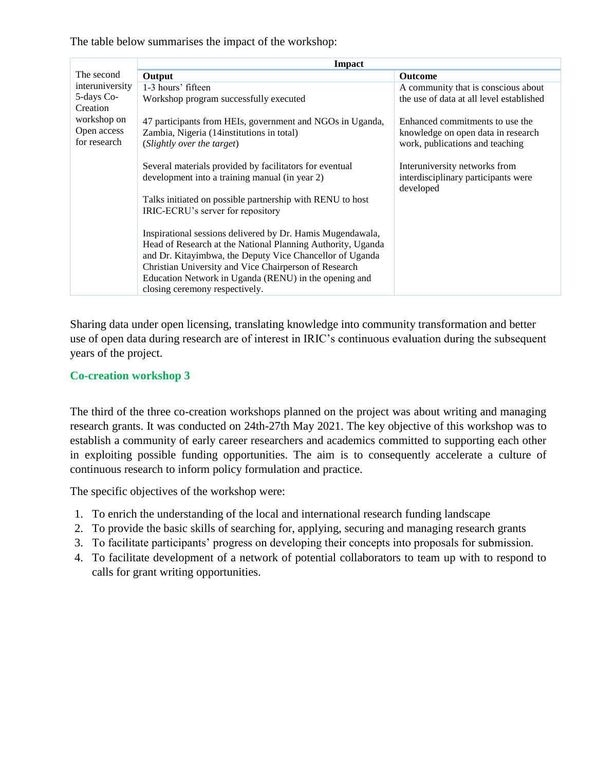The table below summarises the impact of the workshop:

| | Impact | |
|---|---|---|
| | **Output** | **Outcome** |
| The second interuniversity 5-days Co-Creation workshop on Open access for research | 1-3 hours' fifteen Workshop program successfully executed | A community that is conscious about the use of data at all level established |
| | 47 participants from HEIs, government and NGOs in Uganda, Zambia, Nigeria (14institutions in total) (*Slightly over the target*) | Enhanced commitments to use the knowledge on open data in research work, publications and teaching |
| | Several materials provided by facilitators for eventual development into a training manual (in year 2) | Interuniversity networks from interdisciplinary participants were developed |
| | Talks initiated on possible partnership with RENU to host IRIC-ECRU's server for repository | |
| | Inspirational sessions delivered by Dr. Hamis Mugendawala, Head of Research at the National Planning Authority, Uganda and Dr. Kitayimbwa, the Deputy Vice Chancellor of Uganda Christian University and Vice Chairperson of Research Education Network in Uganda (RENU) in the opening and closing ceremony respectively. | |

Sharing data under open licensing, translating knowledge into community transformation and better use of open data during research are of interest in IRIC's continuous evaluation during the subsequent years of the project.

### Co-creation workshop 3

The third of the three co-creation workshops planned on the project was about writing and managing research grants. It was conducted on 24th-27th May 2021. The key objective of this workshop was to establish a community of early career researchers and academics committed to supporting each other in exploiting possible funding opportunities. The aim is to consequently accelerate a culture of continuous research to inform policy formulation and practice.

The specific objectives of the workshop were:

1. To enrich the understanding of the local and international research funding landscape
2. To provide the basic skills of searching for, applying, securing and managing research grants
3. To facilitate participants' progress on developing their concepts into proposals for submission.
4. To facilitate development of a network of potential collaborators to team up with to respond to calls for grant writing opportunities.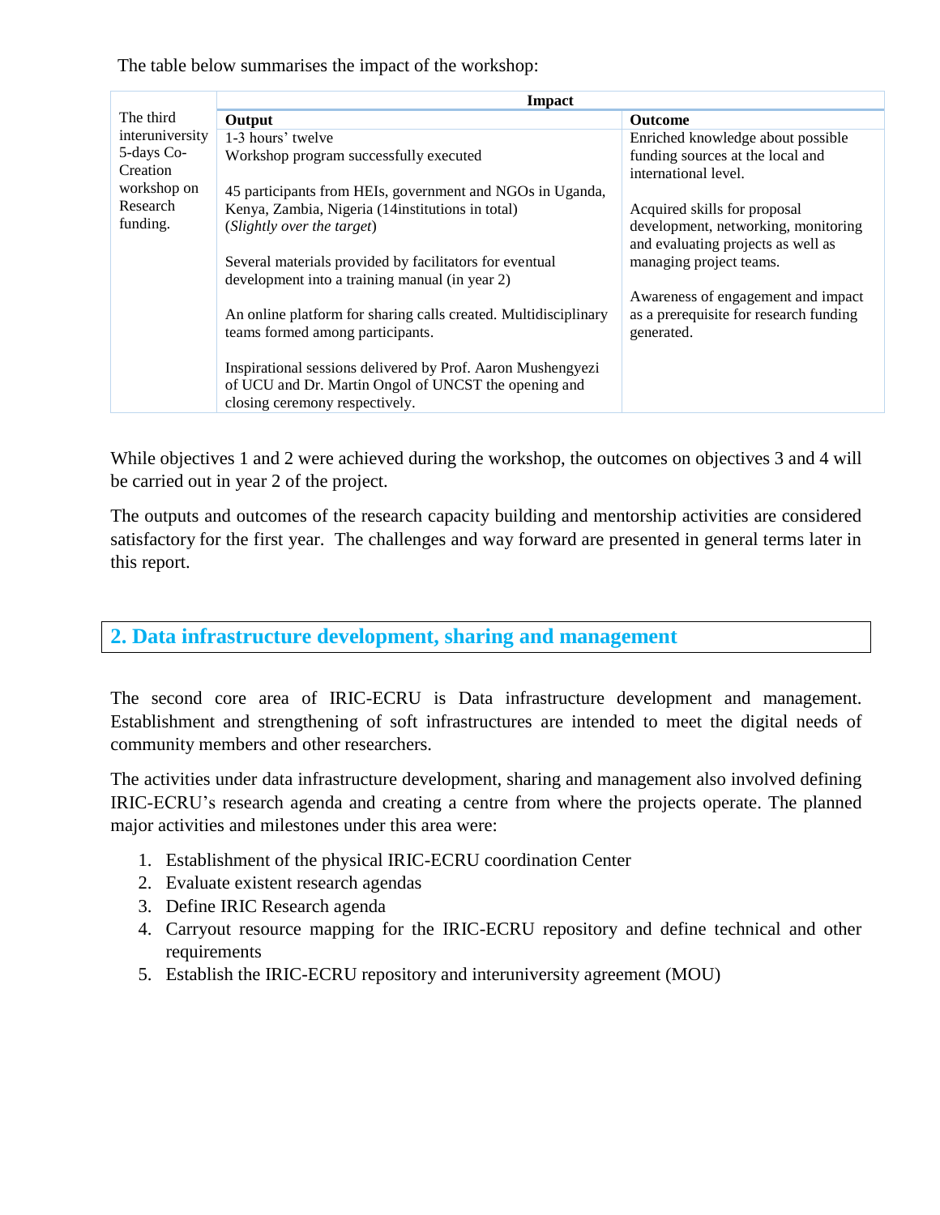The table below summarises the impact of the workshop:

| | Impact | |
|---|---|---|
| | **Output** | **Outcome** |
| The third interuniversity 5-days Co-Creation workshop on Research funding. | 1-3 hours' twelve Workshop program successfully executed<br><br>45 participants from HEIs, government and NGOs in Uganda, Kenya, Zambia, Nigeria (14institutions in total) (*Slightly over the target*)<br><br>Several materials provided by facilitators for eventual development into a training manual (in year 2)<br><br>An online platform for sharing calls created. Multidisciplinary teams formed among participants.<br><br>Inspirational sessions delivered by Prof. Aaron Mushengyezi of UCU and Dr. Martin Ongol of UNCST the opening and closing ceremony respectively. | Enriched knowledge about possible funding sources at the local and international level.<br><br>Acquired skills for proposal development, networking, monitoring and evaluating projects as well as managing project teams.<br><br>Awareness of engagement and impact as a prerequisite for research funding generated. |

While objectives 1 and 2 were achieved during the workshop, the outcomes on objectives 3 and 4 will be carried out in year 2 of the project.

The outputs and outcomes of the research capacity building and mentorship activities are considered satisfactory for the first year. The challenges and way forward are presented in general terms later in this report.

## 2. Data infrastructure development, sharing and management

The second core area of IRIC-ECRU is Data infrastructure development and management. Establishment and strengthening of soft infrastructures are intended to meet the digital needs of community members and other researchers.

The activities under data infrastructure development, sharing and management also involved defining IRIC-ECRU's research agenda and creating a centre from where the projects operate. The planned major activities and milestones under this area were:

1. Establishment of the physical IRIC-ECRU coordination Center
2. Evaluate existent research agendas
3. Define IRIC Research agenda
4. Carryout resource mapping for the IRIC-ECRU repository and define technical and other requirements
5. Establish the IRIC-ECRU repository and interuniversity agreement (MOU)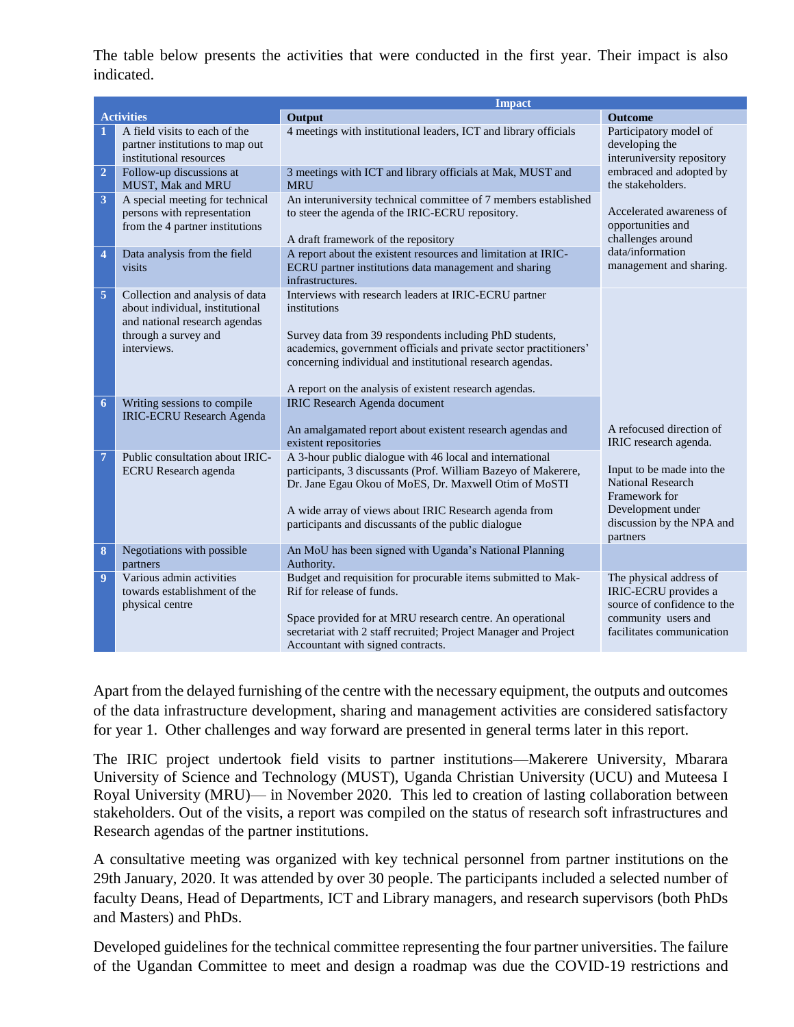The table below presents the activities that were conducted in the first year. Their impact is also indicated.

| Activities | | Impact | |
|---|---|---|---|
| | | Output | Outcome |
| 1 | A field visits to each of the partner institutions to map out institutional resources | 4 meetings with institutional leaders, ICT and library officials | Participatory model of developing the interuniversity repository embraced and adopted by the stakeholders.<br><br>Accelerated awareness of opportunities and challenges around data/information management and sharing. |
| 2 | Follow-up discussions at MUST, Mak and MRU | 3 meetings with ICT and library officials at Mak, MUST and MRU | |
| 3 | A special meeting for technical persons with representation from the 4 partner institutions | An interuniversity technical committee of 7 members established to steer the agenda of the IRIC-ECRU repository.<br><br>A draft framework of the repository | |
| 4 | Data analysis from the field visits | A report about the existent resources and limitation at IRIC-ECRU partner institutions data management and sharing infrastructures. | |
| 5 | Collection and analysis of data about individual, institutional and national research agendas through a survey and interviews. | Interviews with research leaders at IRIC-ECRU partner institutions<br><br>Survey data from 39 respondents including PhD students, academics, government officials and private sector practitioners' concerning individual and institutional research agendas.<br><br>A report on the analysis of existent research agendas. | A refocused direction of IRIC research agenda.<br><br>Input to be made into the National Research Framework for Development under discussion by the NPA and partners |
| 6 | Writing sessions to compile IRIC-ECRU Research Agenda | IRIC Research Agenda document<br><br>An amalgamated report about existent research agendas and existent repositories | |
| 7 | Public consultation about IRIC-ECRU Research agenda | A 3-hour public dialogue with 46 local and international participants, 3 discussants (Prof. William Bazeyo of Makerere, Dr. Jane Egau Okou of MoES, Dr. Maxwell Otim of MoSTI<br><br>A wide array of views about IRIC Research agenda from participants and discussants of the public dialogue | |
| 8 | Negotiations with possible partners | An MoU has been signed with Uganda's National Planning Authority. | |
| 9 | Various admin activities towards establishment of the physical centre | Budget and requisition for procurable items submitted to Mak-Rif for release of funds.<br><br>Space provided for at MRU research centre. An operational secretariat with 2 staff recruited; Project Manager and Project Accountant with signed contracts. | The physical address of IRIC-ECRU provides a source of confidence to the community users and facilitates communication |

Apart from the delayed furnishing of the centre with the necessary equipment, the outputs and outcomes of the data infrastructure development, sharing and management activities are considered satisfactory for year 1. Other challenges and way forward are presented in general terms later in this report.

The IRIC project undertook field visits to partner institutions—Makerere University, Mbarara University of Science and Technology (MUST), Uganda Christian University (UCU) and Muteesa I Royal University (MRU)— in November 2020. This led to creation of lasting collaboration between stakeholders. Out of the visits, a report was compiled on the status of research soft infrastructures and Research agendas of the partner institutions.

A consultative meeting was organized with key technical personnel from partner institutions on the 29th January, 2020. It was attended by over 30 people. The participants included a selected number of faculty Deans, Head of Departments, ICT and Library managers, and research supervisors (both PhDs and Masters) and PhDs.

Developed guidelines for the technical committee representing the four partner universities. The failure of the Ugandan Committee to meet and design a roadmap was due the COVID-19 restrictions and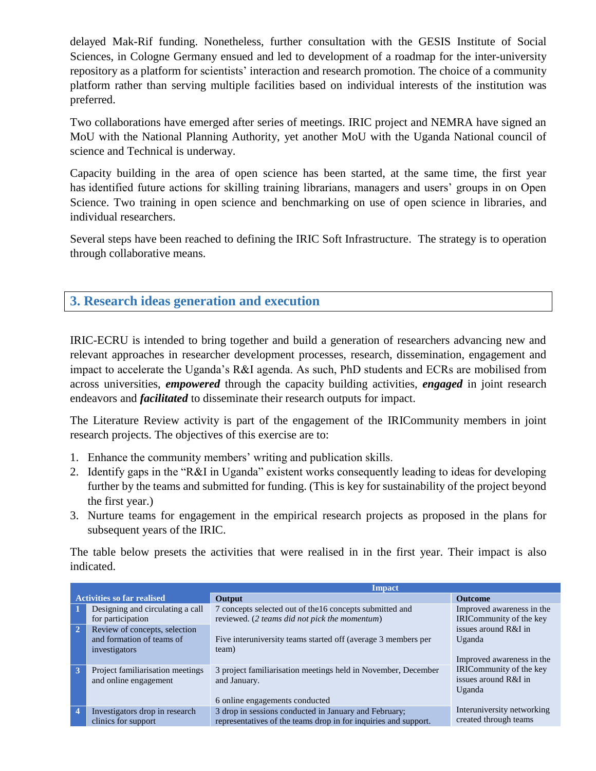delayed Mak-Rif funding. Nonetheless, further consultation with the GESIS Institute of Social Sciences, in Cologne Germany ensued and led to development of a roadmap for the inter-university repository as a platform for scientists' interaction and research promotion. The choice of a community platform rather than serving multiple facilities based on individual interests of the institution was preferred.

Two collaborations have emerged after series of meetings. IRIC project and NEMRA have signed an MoU with the National Planning Authority, yet another MoU with the Uganda National council of science and Technical is underway.

Capacity building in the area of open science has been started, at the same time, the first year has identified future actions for skilling training librarians, managers and users' groups in on Open Science. Two training in open science and benchmarking on use of open science in libraries, and individual researchers.

Several steps have been reached to defining the IRIC Soft Infrastructure. The strategy is to operation through collaborative means.

## 3. Research ideas generation and execution

IRIC-ECRU is intended to bring together and build a generation of researchers advancing new and relevant approaches in researcher development processes, research, dissemination, engagement and impact to accelerate the Uganda's R&I agenda. As such, PhD students and ECRs are mobilised from across universities, ***empowered*** through the capacity building activities, ***engaged*** in joint research endeavors and ***facilitated*** to disseminate their research outputs for impact.

The Literature Review activity is part of the engagement of the IRICommunity members in joint research projects. The objectives of this exercise are to:

1. Enhance the community members' writing and publication skills.
2. Identify gaps in the "R&I in Uganda" existent works consequently leading to ideas for developing further by the teams and submitted for funding. (This is key for sustainability of the project beyond the first year.)
3. Nurture teams for engagement in the empirical research projects as proposed in the plans for subsequent years of the IRIC.

The table below presets the activities that were realised in in the first year. Their impact is also indicated.

| Activities so far realised | | Impact | |
|---|---|---|---|
| | | **Output** | **Outcome** |
| 1 | Designing and circulating a call for participation | 7 concepts selected out of the16 concepts submitted and reviewed. (*2 teams did not pick the momentum*) | Improved awareness in the IRICommunity of the key issues around R&I in Uganda |
| 2 | Review of concepts, selection and formation of teams of investigators | Five interuniversity teams started off (average 3 members per team) | Improved awareness in the IRICommunity of the key issues around R&I in Uganda |
| 3 | Project familiarisation meetings and online engagement | 3 project familiarisation meetings held in November, December and January.<br><br>6 online engagements conducted | |
| 4 | Investigators drop in research clinics for support | 3 drop in sessions conducted in January and February; representatives of the teams drop in for inquiries and support. | Interuniversity networking created through teams |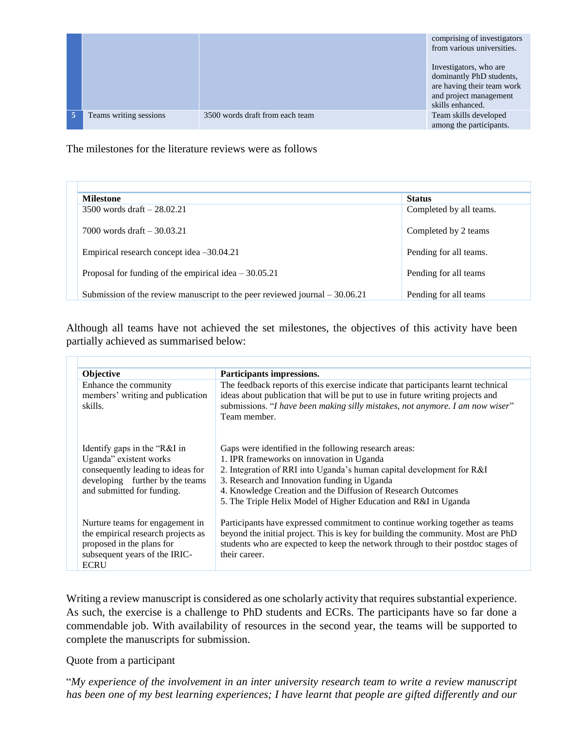| | | | |
|---|---|---|---|
| | | | comprising of investigators from various universities.<br><br>Investigators, who are dominantly PhD students, are having their team work and project management skills enhanced. |
| 5 | Teams writing sessions | 3500 words draft from each team | Team skills developed among the participants. |

The milestones for the literature reviews were as follows

| Milestone | Status |
|---|---|
| 3500 words draft – 28.02.21 | Completed by all teams. |
| 7000 words draft – 30.03.21 | Completed by 2 teams |
| Empirical research concept idea –30.04.21 | Pending for all teams. |
| Proposal for funding of the empirical idea – 30.05.21 | Pending for all teams |
| Submission of the review manuscript to the peer reviewed journal – 30.06.21 | Pending for all teams |

Although all teams have not achieved the set milestones, the objectives of this activity have been partially achieved as summarised below:

| Objective | Participants impressions. |
|---|---|
| Enhance the community members' writing and publication skills. | The feedback reports of this exercise indicate that participants learnt technical ideas about publication that will be put to use in future writing projects and submissions. "*I have been making silly mistakes, not anymore. I am now wiser*" Team member. |
| Identify gaps in the "R&I in Uganda" existent works consequently leading to ideas for developing further by the teams and submitted for funding. | Gaps were identified in the following research areas:<br>1. IPR frameworks on innovation in Uganda<br>2. Integration of RRI into Uganda's human capital development for R&I<br>3. Research and Innovation funding in Uganda<br>4. Knowledge Creation and the Diffusion of Research Outcomes<br>5. The Triple Helix Model of Higher Education and R&I in Uganda |
| Nurture teams for engagement in the empirical research projects as proposed in the plans for subsequent years of the IRIC-ECRU | Participants have expressed commitment to continue working together as teams beyond the initial project. This is key for building the community. Most are PhD students who are expected to keep the network through to their postdoc stages of their career. |

Writing a review manuscript is considered as one scholarly activity that requires substantial experience. As such, the exercise is a challenge to PhD students and ECRs. The participants have so far done a commendable job. With availability of resources in the second year, the teams will be supported to complete the manuscripts for submission.

Quote from a participant

"*My experience of the involvement in an inter university research team to write a review manuscript has been one of my best learning experiences; I have learnt that people are gifted differently and our*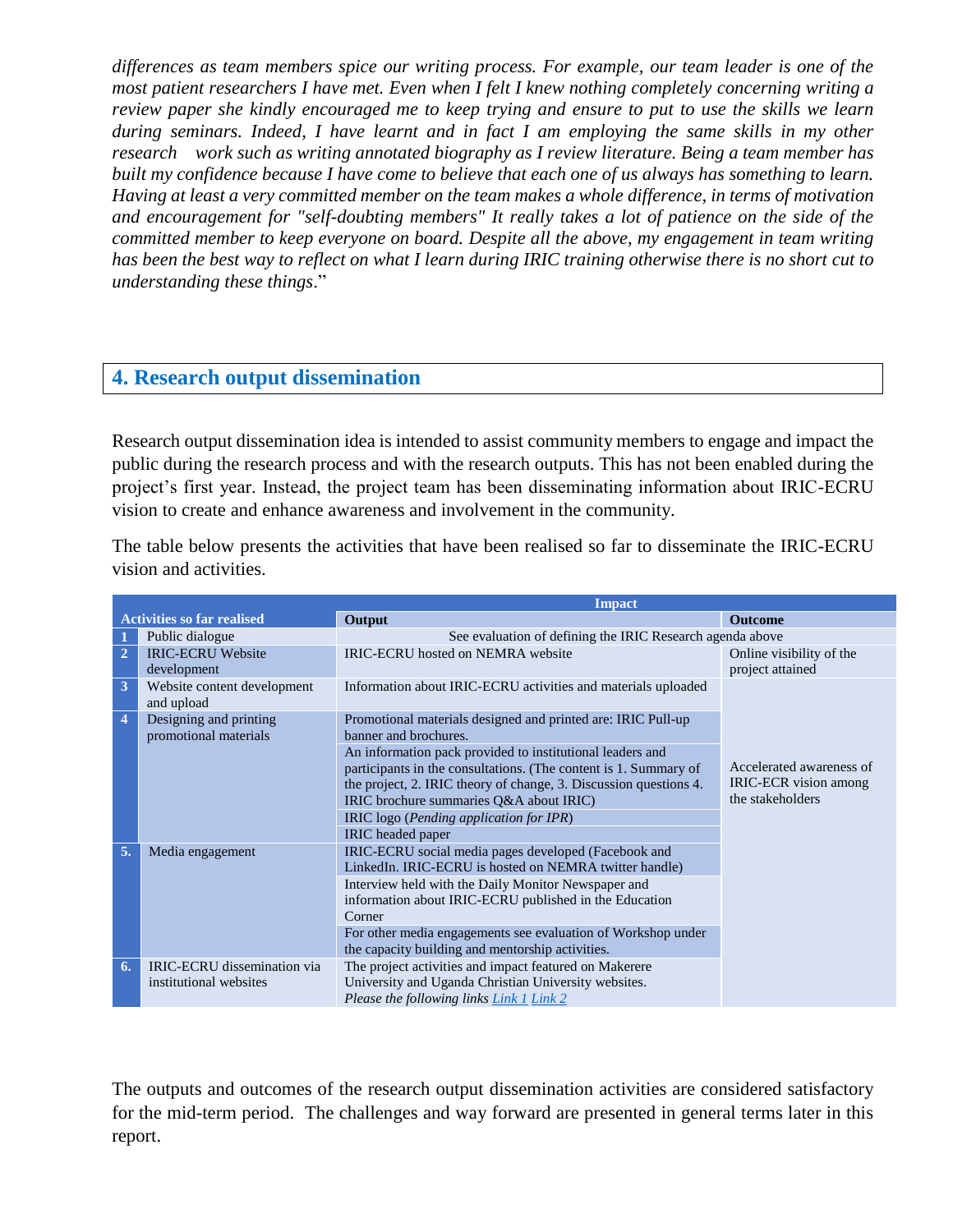*differences as team members spice our writing process. For example, our team leader is one of the most patient researchers I have met. Even when I felt I knew nothing completely concerning writing a review paper she kindly encouraged me to keep trying and ensure to put to use the skills we learn during seminars. Indeed, I have learnt and in fact I am employing the same skills in my other research work such as writing annotated biography as I review literature. Being a team member has built my confidence because I have come to believe that each one of us always has something to learn. Having at least a very committed member on the team makes a whole difference, in terms of motivation and encouragement for "self-doubting members" It really takes a lot of patience on the side of the committed member to keep everyone on board. Despite all the above, my engagement in team writing has been the best way to reflect on what I learn during IRIC training otherwise there is no short cut to understanding these things*."

## 4. Research output dissemination

Research output dissemination idea is intended to assist community members to engage and impact the public during the research process and with the research outputs. This has not been enabled during the project's first year. Instead, the project team has been disseminating information about IRIC-ECRU vision to create and enhance awareness and involvement in the community.

The table below presents the activities that have been realised so far to disseminate the IRIC-ECRU vision and activities.

| | | Impact | |
|---|---|---|---|
| **Activities so far realised** | | **Output** | **Outcome** |
| 1 | Public dialogue | See evaluation of defining the IRIC Research agenda above | |
| 2 | IRIC-ECRU Website development | IRIC-ECRU hosted on NEMRA website | Online visibility of the project attained |
| 3 | Website content development and upload | Information about IRIC-ECRU activities and materials uploaded | Accelerated awareness of IRIC-ECR vision among the stakeholders |
| 4 | Designing and printing promotional materials | Promotional materials designed and printed are: IRIC Pull-up banner and brochures. | |
| | | An information pack provided to institutional leaders and participants in the consultations. (The content is 1. Summary of the project, 2. IRIC theory of change, 3. Discussion questions 4. IRIC brochure summaries Q&A about IRIC) | |
| | | IRIC logo (*Pending application for IPR*) | |
| | | IRIC headed paper | |
| 5. | Media engagement | IRIC-ECRU social media pages developed (Facebook and LinkedIn. IRIC-ECRU is hosted on NEMRA twitter handle) | |
| | | Interview held with the Daily Monitor Newspaper and information about IRIC-ECRU published in the Education Corner | |
| | | For other media engagements see evaluation of Workshop under the capacity building and mentorship activities. | |
| 6. | IRIC-ECRU dissemination via institutional websites | The project activities and impact featured on Makerere University and Uganda Christian University websites. *Please the following links Link 1 Link 2* | |

The outputs and outcomes of the research output dissemination activities are considered satisfactory for the mid-term period. The challenges and way forward are presented in general terms later in this report.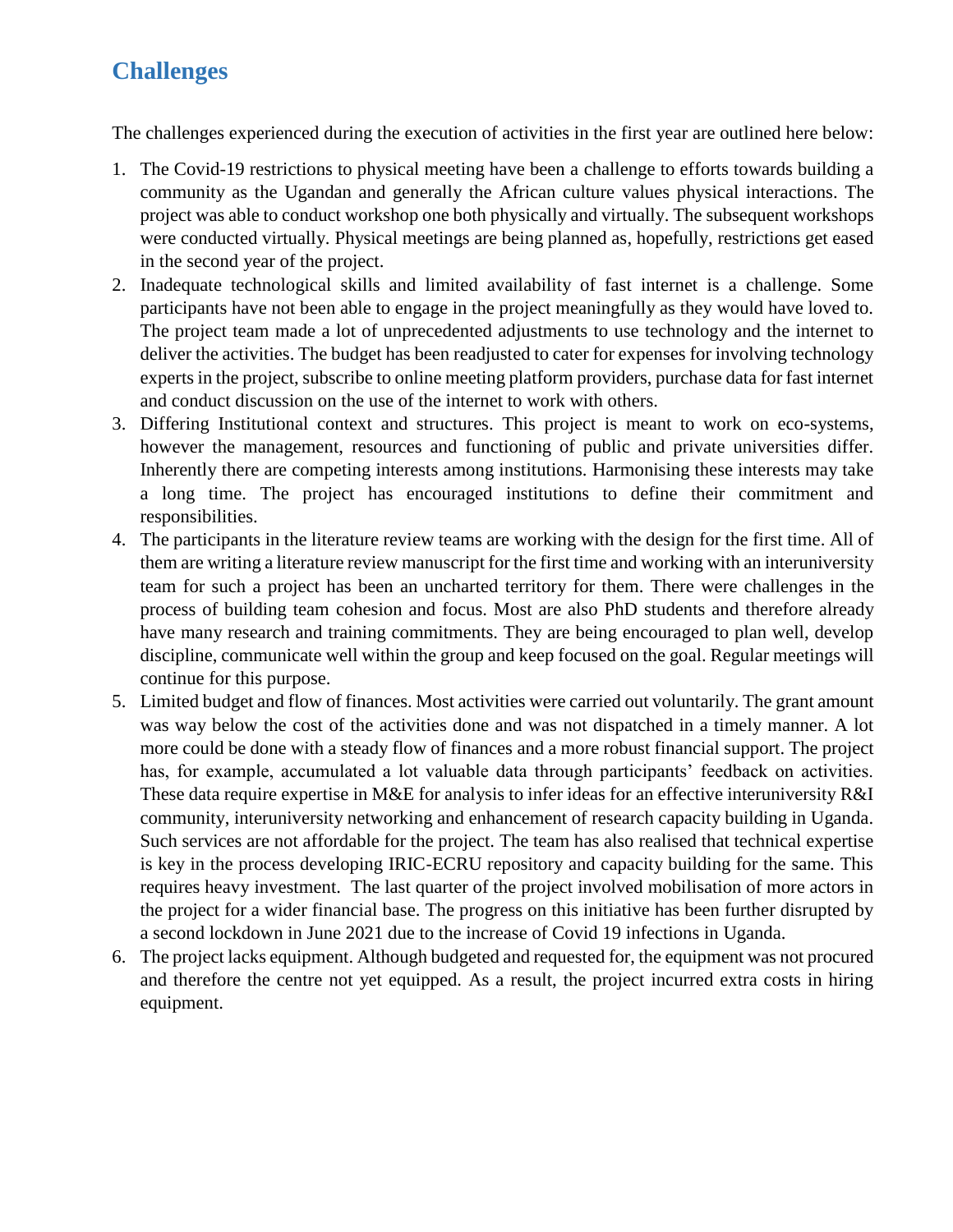## Challenges

The challenges experienced during the execution of activities in the first year are outlined here below:

1. The Covid-19 restrictions to physical meeting have been a challenge to efforts towards building a community as the Ugandan and generally the African culture values physical interactions. The project was able to conduct workshop one both physically and virtually. The subsequent workshops were conducted virtually. Physical meetings are being planned as, hopefully, restrictions get eased in the second year of the project.
2. Inadequate technological skills and limited availability of fast internet is a challenge. Some participants have not been able to engage in the project meaningfully as they would have loved to. The project team made a lot of unprecedented adjustments to use technology and the internet to deliver the activities. The budget has been readjusted to cater for expenses for involving technology experts in the project, subscribe to online meeting platform providers, purchase data for fast internet and conduct discussion on the use of the internet to work with others.
3. Differing Institutional context and structures. This project is meant to work on eco-systems, however the management, resources and functioning of public and private universities differ. Inherently there are competing interests among institutions. Harmonising these interests may take a long time. The project has encouraged institutions to define their commitment and responsibilities.
4. The participants in the literature review teams are working with the design for the first time. All of them are writing a literature review manuscript for the first time and working with an interuniversity team for such a project has been an uncharted territory for them. There were challenges in the process of building team cohesion and focus. Most are also PhD students and therefore already have many research and training commitments. They are being encouraged to plan well, develop discipline, communicate well within the group and keep focused on the goal. Regular meetings will continue for this purpose.
5. Limited budget and flow of finances. Most activities were carried out voluntarily. The grant amount was way below the cost of the activities done and was not dispatched in a timely manner. A lot more could be done with a steady flow of finances and a more robust financial support. The project has, for example, accumulated a lot valuable data through participants' feedback on activities. These data require expertise in M&E for analysis to infer ideas for an effective interuniversity R&I community, interuniversity networking and enhancement of research capacity building in Uganda. Such services are not affordable for the project. The team has also realised that technical expertise is key in the process developing IRIC-ECRU repository and capacity building for the same. This requires heavy investment. The last quarter of the project involved mobilisation of more actors in the project for a wider financial base. The progress on this initiative has been further disrupted by a second lockdown in June 2021 due to the increase of Covid 19 infections in Uganda.
6. The project lacks equipment. Although budgeted and requested for, the equipment was not procured and therefore the centre not yet equipped. As a result, the project incurred extra costs in hiring equipment.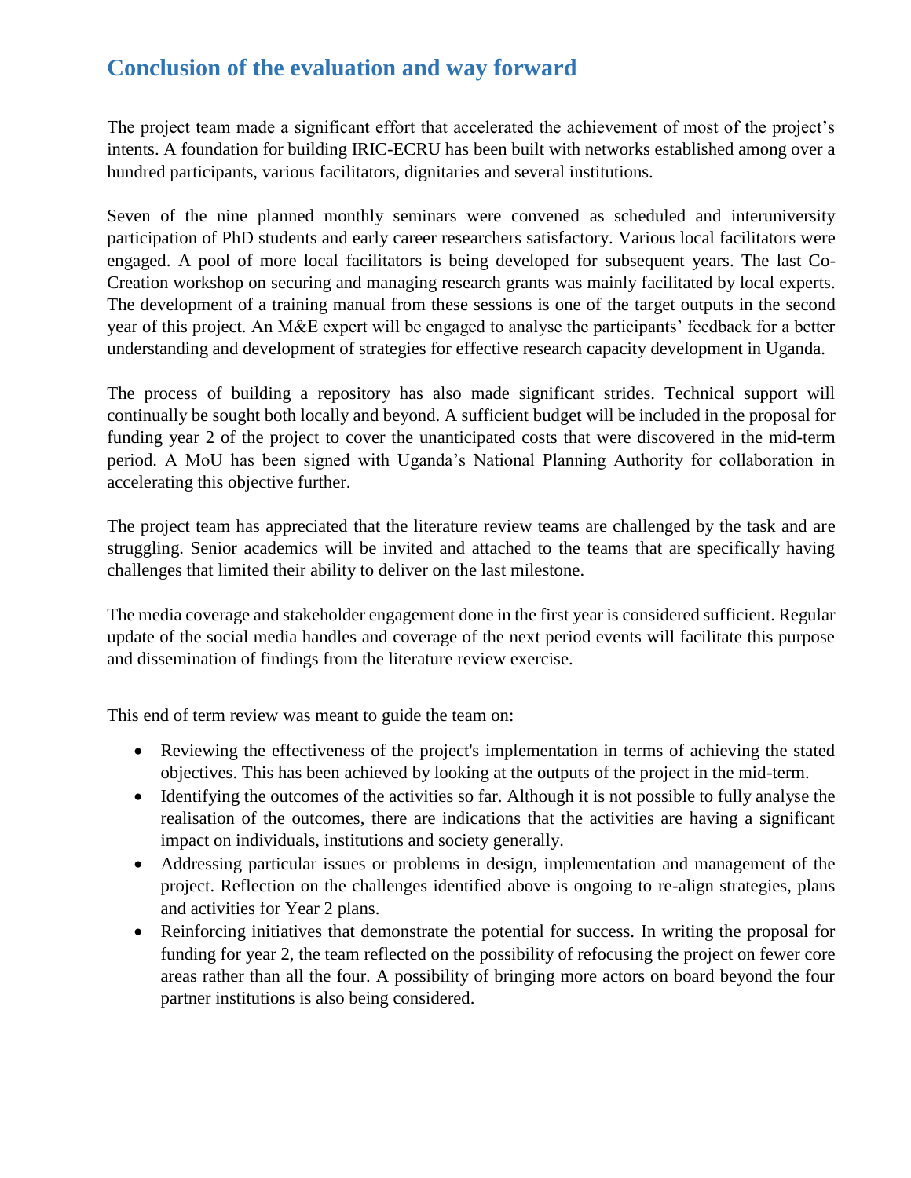## Conclusion of the evaluation and way forward

The project team made a significant effort that accelerated the achievement of most of the project's intents. A foundation for building IRIC-ECRU has been built with networks established among over a hundred participants, various facilitators, dignitaries and several institutions.

Seven of the nine planned monthly seminars were convened as scheduled and interuniversity participation of PhD students and early career researchers satisfactory. Various local facilitators were engaged. A pool of more local facilitators is being developed for subsequent years. The last Co-Creation workshop on securing and managing research grants was mainly facilitated by local experts. The development of a training manual from these sessions is one of the target outputs in the second year of this project. An M&E expert will be engaged to analyse the participants' feedback for a better understanding and development of strategies for effective research capacity development in Uganda.

The process of building a repository has also made significant strides. Technical support will continually be sought both locally and beyond. A sufficient budget will be included in the proposal for funding year 2 of the project to cover the unanticipated costs that were discovered in the mid-term period. A MoU has been signed with Uganda's National Planning Authority for collaboration in accelerating this objective further.

The project team has appreciated that the literature review teams are challenged by the task and are struggling. Senior academics will be invited and attached to the teams that are specifically having challenges that limited their ability to deliver on the last milestone.

The media coverage and stakeholder engagement done in the first year is considered sufficient. Regular update of the social media handles and coverage of the next period events will facilitate this purpose and dissemination of findings from the literature review exercise.

This end of term review was meant to guide the team on:

- Reviewing the effectiveness of the project's implementation in terms of achieving the stated objectives. This has been achieved by looking at the outputs of the project in the mid-term.
- Identifying the outcomes of the activities so far. Although it is not possible to fully analyse the realisation of the outcomes, there are indications that the activities are having a significant impact on individuals, institutions and society generally.
- Addressing particular issues or problems in design, implementation and management of the project. Reflection on the challenges identified above is ongoing to re-align strategies, plans and activities for Year 2 plans.
- Reinforcing initiatives that demonstrate the potential for success. In writing the proposal for funding for year 2, the team reflected on the possibility of refocusing the project on fewer core areas rather than all the four. A possibility of bringing more actors on board beyond the four partner institutions is also being considered.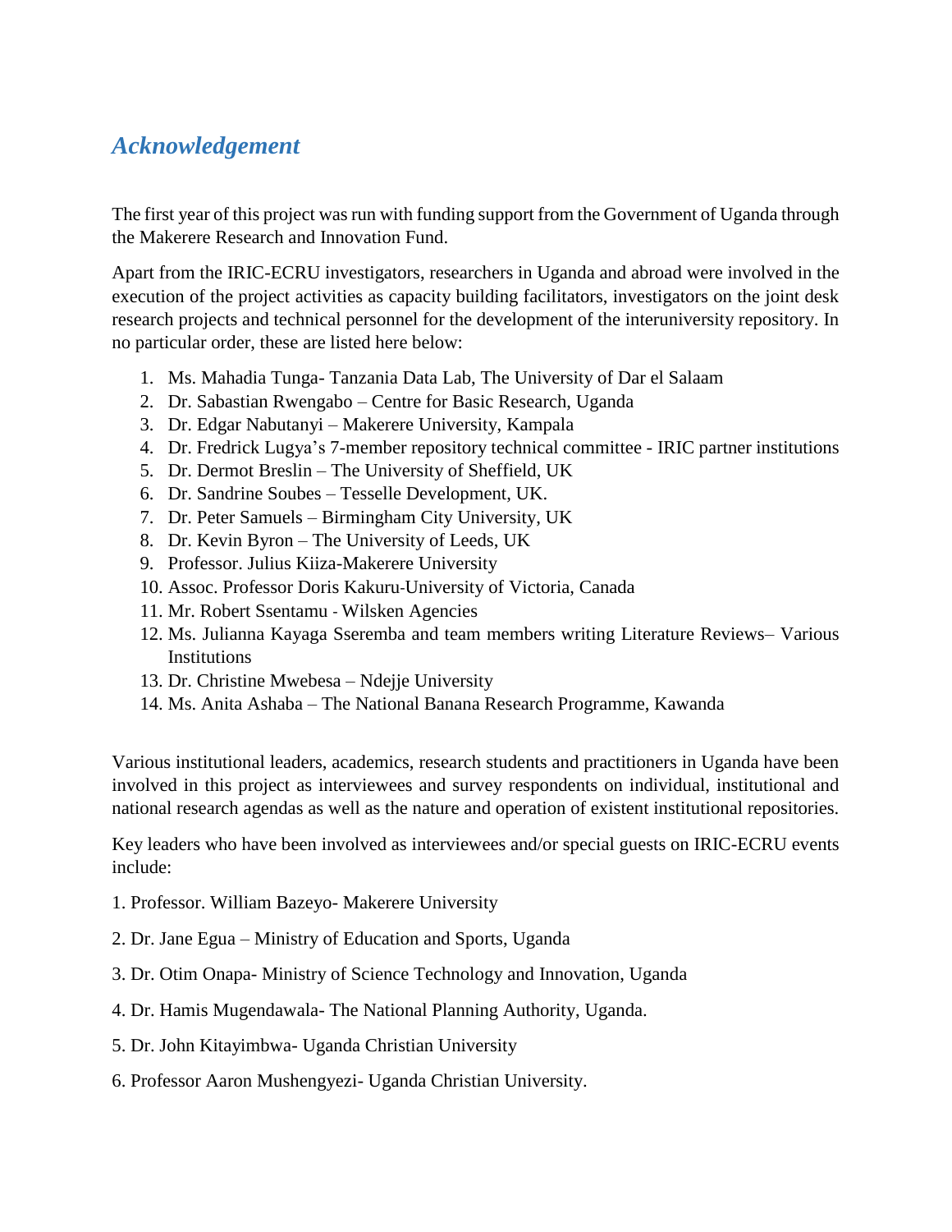## *Acknowledgement*

The first year of this project was run with funding support from the Government of Uganda through the Makerere Research and Innovation Fund.

Apart from the IRIC-ECRU investigators, researchers in Uganda and abroad were involved in the execution of the project activities as capacity building facilitators, investigators on the joint desk research projects and technical personnel for the development of the interuniversity repository. In no particular order, these are listed here below:

1. Ms. Mahadia Tunga- Tanzania Data Lab, The University of Dar el Salaam
2. Dr. Sabastian Rwengabo – Centre for Basic Research, Uganda
3. Dr. Edgar Nabutanyi – Makerere University, Kampala
4. Dr. Fredrick Lugya's 7-member repository technical committee - IRIC partner institutions
5. Dr. Dermot Breslin – The University of Sheffield, UK
6. Dr. Sandrine Soubes – Tesselle Development, UK.
7. Dr. Peter Samuels – Birmingham City University, UK
8. Dr. Kevin Byron – The University of Leeds, UK
9. Professor. Julius Kiiza-Makerere University
10. Assoc. Professor Doris Kakuru-University of Victoria, Canada
11. Mr. Robert Ssentamu - Wilsken Agencies
12. Ms. Julianna Kayaga Sseremba and team members writing Literature Reviews– Various Institutions
13. Dr. Christine Mwebesa – Ndejje University
14. Ms. Anita Ashaba – The National Banana Research Programme, Kawanda

Various institutional leaders, academics, research students and practitioners in Uganda have been involved in this project as interviewees and survey respondents on individual, institutional and national research agendas as well as the nature and operation of existent institutional repositories.

Key leaders who have been involved as interviewees and/or special guests on IRIC-ECRU events include:

1. Professor. William Bazeyo- Makerere University

2. Dr. Jane Egua – Ministry of Education and Sports, Uganda

3. Dr. Otim Onapa- Ministry of Science Technology and Innovation, Uganda

4. Dr. Hamis Mugendawala- The National Planning Authority, Uganda.

5. Dr. John Kitayimbwa- Uganda Christian University

6. Professor Aaron Mushengyezi- Uganda Christian University.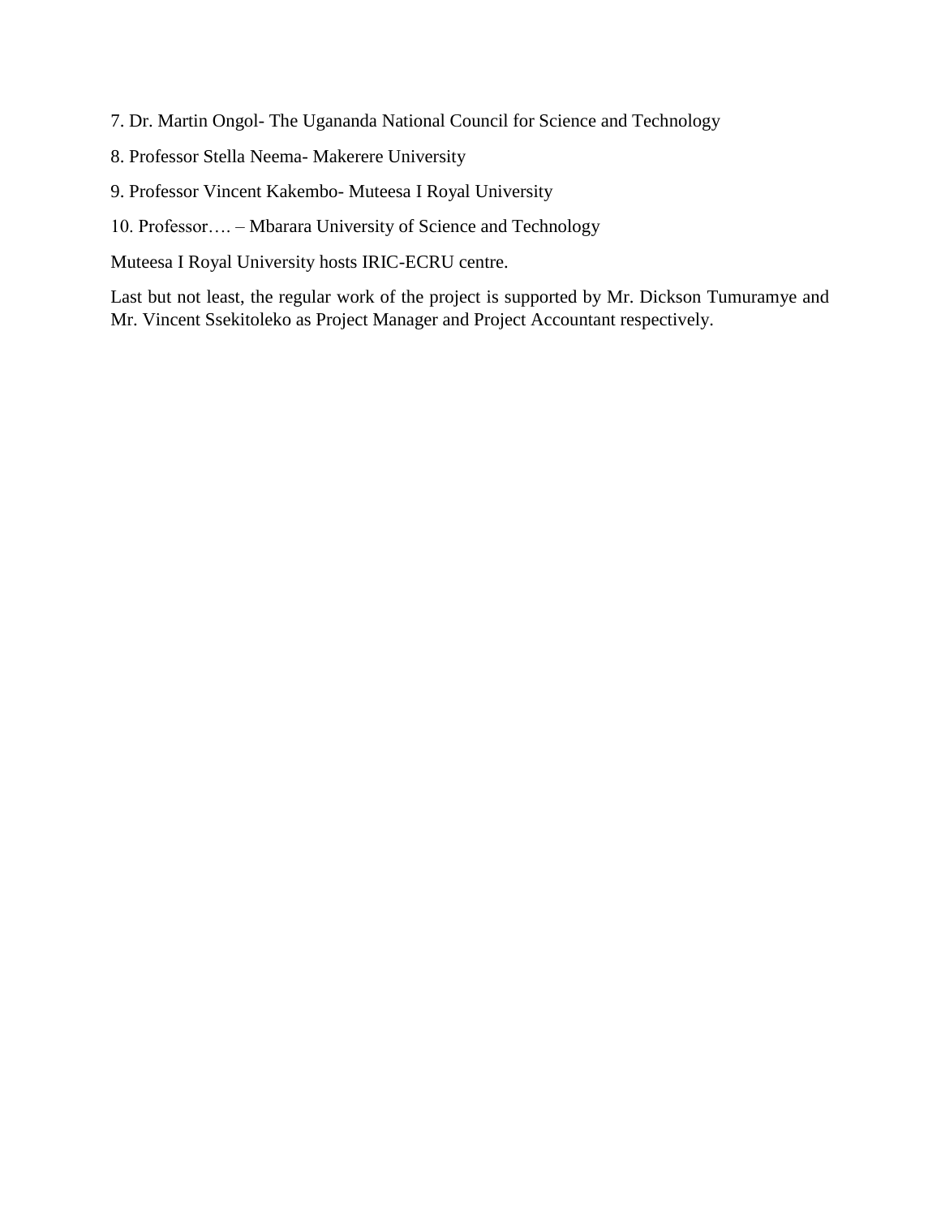7. Dr. Martin Ongol- The Ugananda National Council for Science and Technology

8. Professor Stella Neema- Makerere University

9. Professor Vincent Kakembo- Muteesa I Royal University

10. Professor…. – Mbarara University of Science and Technology

Muteesa I Royal University hosts IRIC-ECRU centre.

Last but not least, the regular work of the project is supported by Mr. Dickson Tumuramye and Mr. Vincent Ssekitoleko as Project Manager and Project Accountant respectively.